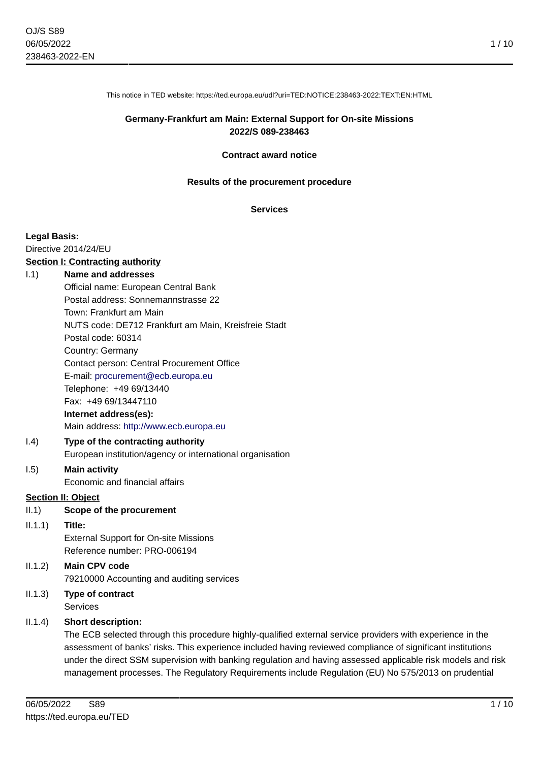This notice in TED website: https://ted.europa.eu/udl?uri=TED:NOTICE:238463-2022:TEXT:EN:HTML

**Germany-Frankfurt am Main: External Support for On-site Missions**
**2022/S 089-238463**

**Contract award notice**

**Results of the procurement procedure**

**Services**

**Legal Basis:**
Directive 2014/24/EU

**Section I: Contracting authority**

I.1) **Name and addresses**
Official name: European Central Bank
Postal address: Sonnemannstrasse 22
Town: Frankfurt am Main
NUTS code: DE712 Frankfurt am Main, Kreisfreie Stadt
Postal code: 60314
Country: Germany
Contact person: Central Procurement Office
E-mail: procurement@ecb.europa.eu
Telephone: +49 69/13440
Fax: +49 69/13447110
**Internet address(es):**
Main address: http://www.ecb.europa.eu

I.4) **Type of the contracting authority**
European institution/agency or international organisation

I.5) **Main activity**
Economic and financial affairs

**Section II: Object**

II.1) **Scope of the procurement**

II.1.1) **Title:**
External Support for On-site Missions
Reference number: PRO-006194

II.1.2) **Main CPV code**
79210000 Accounting and auditing services

II.1.3) **Type of contract**
Services

II.1.4) **Short description:**
The ECB selected through this procedure highly-qualified external service providers with experience in the assessment of banks' risks. This experience included having reviewed compliance of significant institutions under the direct SSM supervision with banking regulation and having assessed applicable risk models and risk management processes. The Regulatory Requirements include Regulation (EU) No 575/2013 on prudential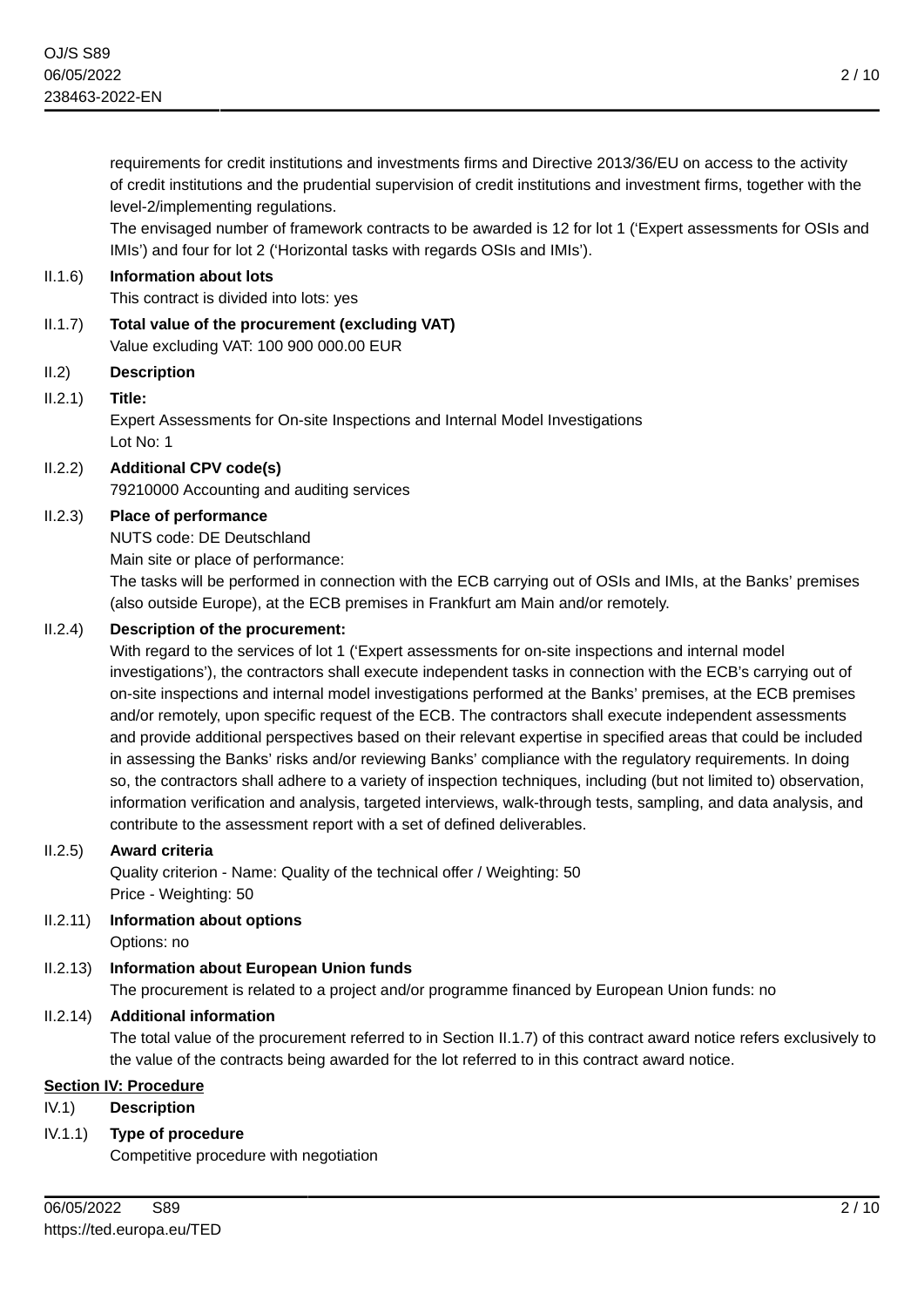requirements for credit institutions and investments firms and Directive 2013/36/EU on access to the activity of credit institutions and the prudential supervision of credit institutions and investment firms, together with the level-2/implementing regulations.
The envisaged number of framework contracts to be awarded is 12 for lot 1 ('Expert assessments for OSIs and IMIs') and four for lot 2 ('Horizontal tasks with regards OSIs and IMIs').

II.1.6) **Information about lots**
This contract is divided into lots: yes

II.1.7) **Total value of the procurement (excluding VAT)**
Value excluding VAT: 100 900 000.00 EUR

II.2) **Description**

II.2.1) **Title:**
Expert Assessments for On-site Inspections and Internal Model Investigations
Lot No: 1

II.2.2) **Additional CPV code(s)**
79210000 Accounting and auditing services

II.2.3) **Place of performance**
NUTS code: DE Deutschland
Main site or place of performance:
The tasks will be performed in connection with the ECB carrying out of OSIs and IMIs, at the Banks' premises (also outside Europe), at the ECB premises in Frankfurt am Main and/or remotely.

II.2.4) **Description of the procurement:**
With regard to the services of lot 1 ('Expert assessments for on-site inspections and internal model investigations'), the contractors shall execute independent tasks in connection with the ECB's carrying out of on-site inspections and internal model investigations performed at the Banks' premises, at the ECB premises and/or remotely, upon specific request of the ECB. The contractors shall execute independent assessments and provide additional perspectives based on their relevant expertise in specified areas that could be included in assessing the Banks' risks and/or reviewing Banks' compliance with the regulatory requirements. In doing so, the contractors shall adhere to a variety of inspection techniques, including (but not limited to) observation, information verification and analysis, targeted interviews, walk-through tests, sampling, and data analysis, and contribute to the assessment report with a set of defined deliverables.

II.2.5) **Award criteria**
Quality criterion - Name: Quality of the technical offer / Weighting: 50
Price - Weighting: 50

II.2.11) **Information about options**
Options: no

II.2.13) **Information about European Union funds**
The procurement is related to a project and/or programme financed by European Union funds: no

II.2.14) **Additional information**
The total value of the procurement referred to in Section II.1.7) of this contract award notice refers exclusively to the value of the contracts being awarded for the lot referred to in this contract award notice.

## Section IV: Procedure

IV.1) **Description**

IV.1.1) **Type of procedure**
Competitive procedure with negotiation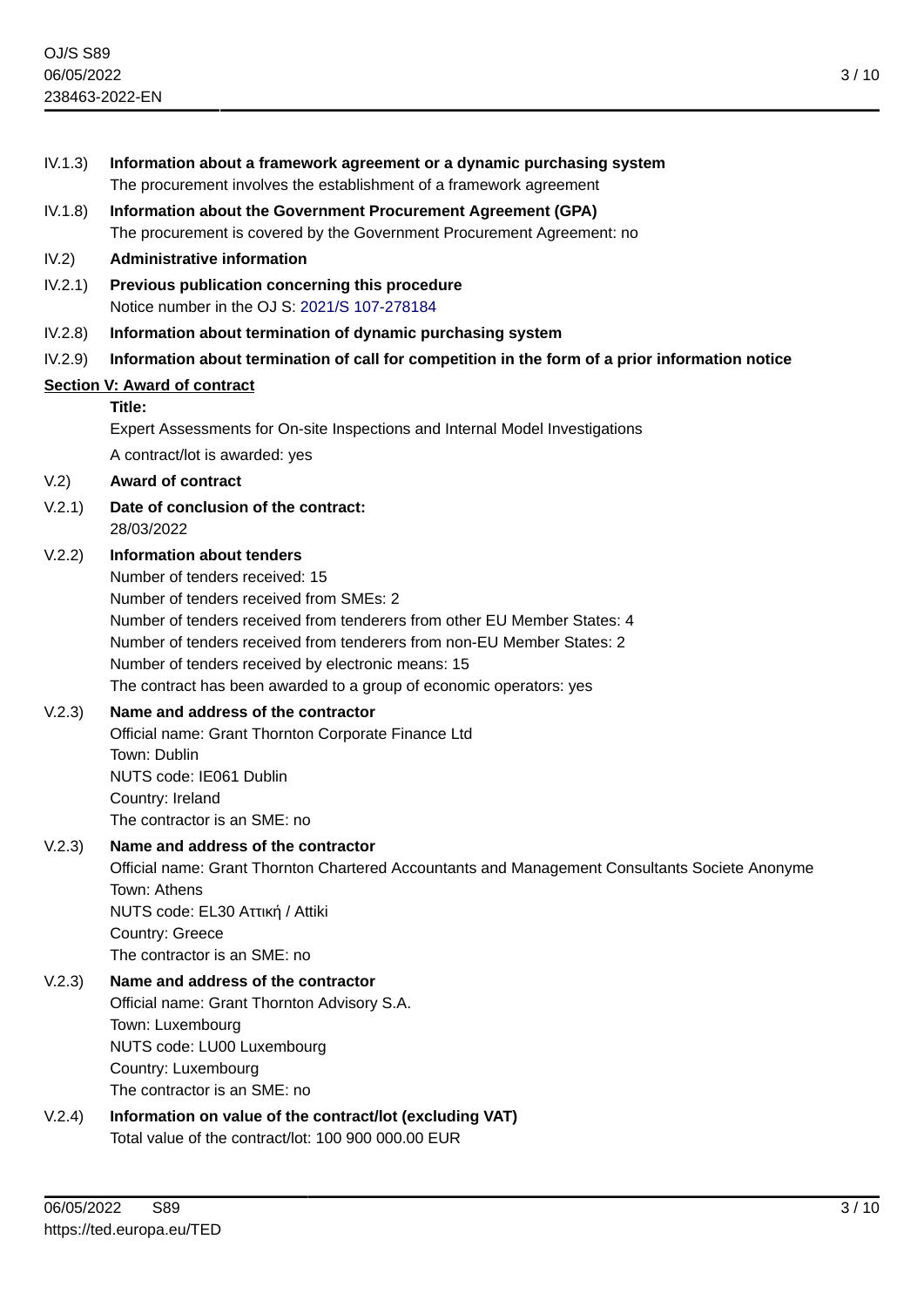IV.1.3) **Information about a framework agreement or a dynamic purchasing system**
The procurement involves the establishment of a framework agreement

IV.1.8) **Information about the Government Procurement Agreement (GPA)**
The procurement is covered by the Government Procurement Agreement: no

IV.2) **Administrative information**

IV.2.1) **Previous publication concerning this procedure**
Notice number in the OJ S: 2021/S 107-278184

IV.2.8) **Information about termination of dynamic purchasing system**

IV.2.9) **Information about termination of call for competition in the form of a prior information notice**

## Section V: Award of contract

**Title:**
Expert Assessments for On-site Inspections and Internal Model Investigations

A contract/lot is awarded: yes

V.2) **Award of contract**

V.2.1) **Date of conclusion of the contract:**
28/03/2022

V.2.2) **Information about tenders**
Number of tenders received: 15
Number of tenders received from SMEs: 2
Number of tenders received from tenderers from other EU Member States: 4
Number of tenders received from tenderers from non-EU Member States: 2
Number of tenders received by electronic means: 15
The contract has been awarded to a group of economic operators: yes

V.2.3) **Name and address of the contractor**
Official name: Grant Thornton Corporate Finance Ltd
Town: Dublin
NUTS code: IE061 Dublin
Country: Ireland
The contractor is an SME: no

V.2.3) **Name and address of the contractor**
Official name: Grant Thornton Chartered Accountants and Management Consultants Societe Anonyme
Town: Athens
NUTS code: EL30 Αττική / Attiki
Country: Greece
The contractor is an SME: no

V.2.3) **Name and address of the contractor**
Official name: Grant Thornton Advisory S.A.
Town: Luxembourg
NUTS code: LU00 Luxembourg
Country: Luxembourg
The contractor is an SME: no

V.2.4) **Information on value of the contract/lot (excluding VAT)**
Total value of the contract/lot: 100 900 000.00 EUR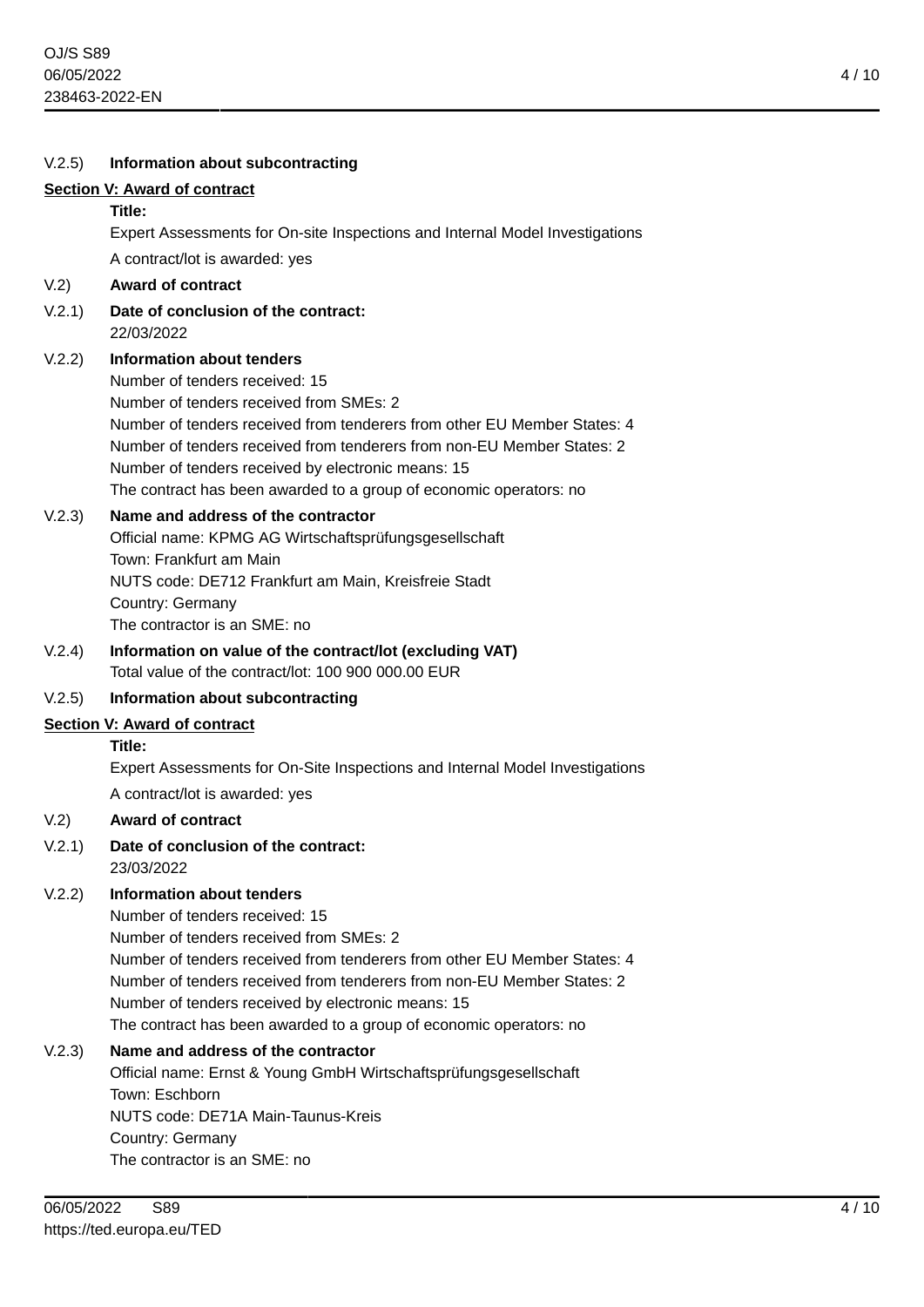V.2.5) **Information about subcontracting**

**Section V: Award of contract**

**Title:**

Expert Assessments for On-site Inspections and Internal Model Investigations

A contract/lot is awarded: yes

V.2) **Award of contract**

V.2.1) **Date of conclusion of the contract:**

22/03/2022

V.2.2) **Information about tenders**

Number of tenders received: 15
Number of tenders received from SMEs: 2
Number of tenders received from tenderers from other EU Member States: 4
Number of tenders received from tenderers from non-EU Member States: 2
Number of tenders received by electronic means: 15
The contract has been awarded to a group of economic operators: no

V.2.3) **Name and address of the contractor**

Official name: KPMG AG Wirtschaftsprüfungsgesellschaft
Town: Frankfurt am Main
NUTS code: DE712 Frankfurt am Main, Kreisfreie Stadt
Country: Germany
The contractor is an SME: no

V.2.4) **Information on value of the contract/lot (excluding VAT)**

Total value of the contract/lot: 100 900 000.00 EUR

V.2.5) **Information about subcontracting**

**Section V: Award of contract**

**Title:**

Expert Assessments for On-Site Inspections and Internal Model Investigations

A contract/lot is awarded: yes

V.2) **Award of contract**

V.2.1) **Date of conclusion of the contract:**

23/03/2022

V.2.2) **Information about tenders**

Number of tenders received: 15
Number of tenders received from SMEs: 2
Number of tenders received from tenderers from other EU Member States: 4
Number of tenders received from tenderers from non-EU Member States: 2
Number of tenders received by electronic means: 15
The contract has been awarded to a group of economic operators: no

V.2.3) **Name and address of the contractor**

Official name: Ernst & Young GmbH Wirtschaftsprüfungsgesellschaft
Town: Eschborn
NUTS code: DE71A Main-Taunus-Kreis
Country: Germany
The contractor is an SME: no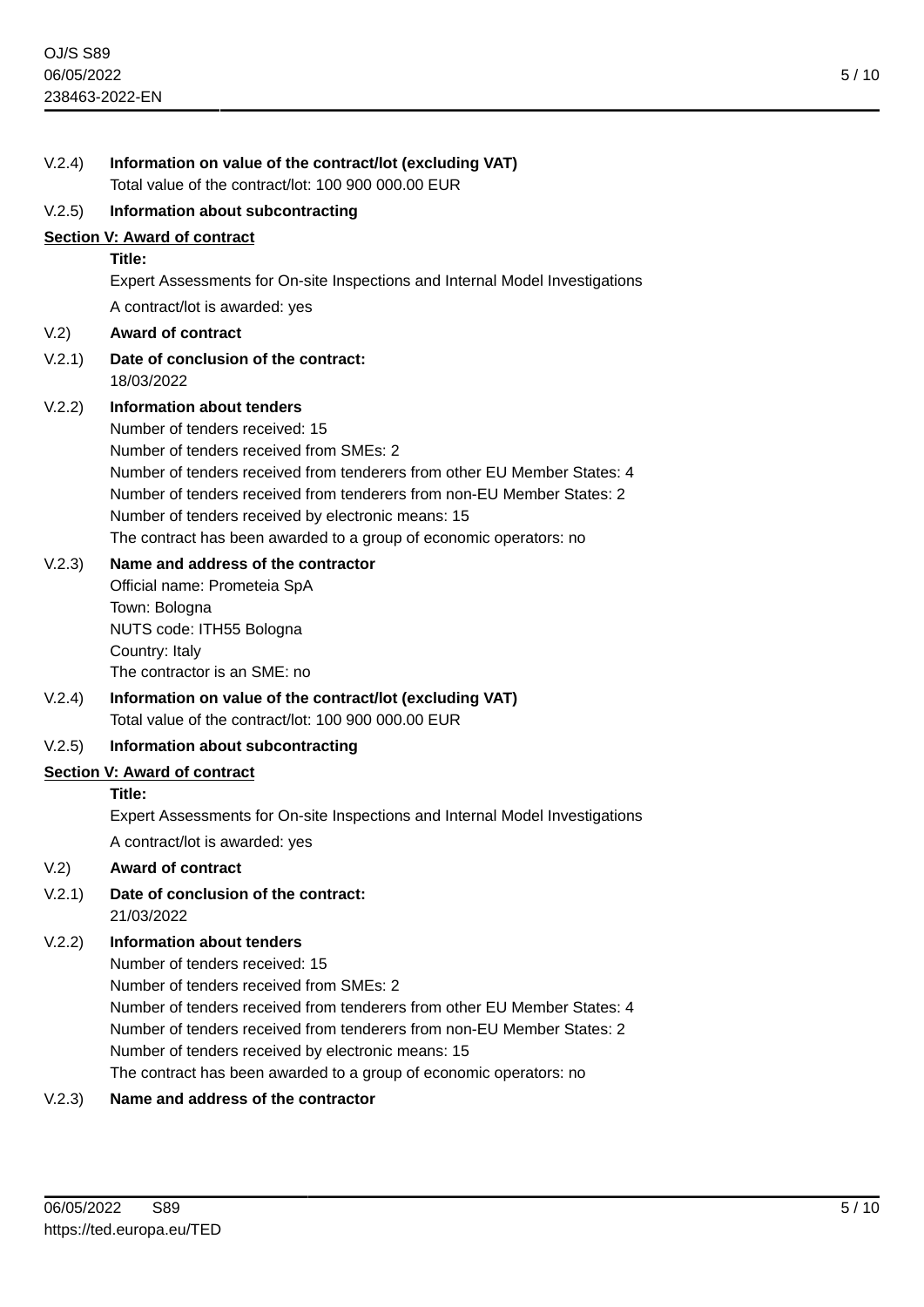V.2.4) **Information on value of the contract/lot (excluding VAT)**
Total value of the contract/lot: 100 900 000.00 EUR

V.2.5) **Information about subcontracting**

## Section V: Award of contract

**Title:**
Expert Assessments for On-site Inspections and Internal Model Investigations

A contract/lot is awarded: yes

V.2) **Award of contract**

V.2.1) **Date of conclusion of the contract:**
18/03/2022

V.2.2) **Information about tenders**
Number of tenders received: 15
Number of tenders received from SMEs: 2
Number of tenders received from tenderers from other EU Member States: 4
Number of tenders received from tenderers from non-EU Member States: 2
Number of tenders received by electronic means: 15
The contract has been awarded to a group of economic operators: no

V.2.3) **Name and address of the contractor**
Official name: Prometeia SpA
Town: Bologna
NUTS code: ITH55 Bologna
Country: Italy
The contractor is an SME: no

V.2.4) **Information on value of the contract/lot (excluding VAT)**
Total value of the contract/lot: 100 900 000.00 EUR

V.2.5) **Information about subcontracting**

## Section V: Award of contract

**Title:**
Expert Assessments for On-site Inspections and Internal Model Investigations

A contract/lot is awarded: yes

V.2) **Award of contract**

V.2.1) **Date of conclusion of the contract:**
21/03/2022

V.2.2) **Information about tenders**
Number of tenders received: 15
Number of tenders received from SMEs: 2
Number of tenders received from tenderers from other EU Member States: 4
Number of tenders received from tenderers from non-EU Member States: 2
Number of tenders received by electronic means: 15
The contract has been awarded to a group of economic operators: no

V.2.3) **Name and address of the contractor**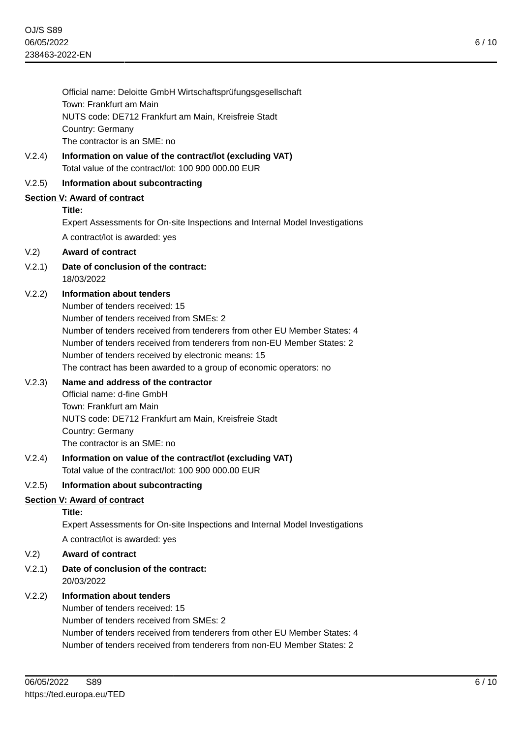Official name: Deloitte GmbH Wirtschaftsprüfungsgesellschaft
Town: Frankfurt am Main
NUTS code: DE712 Frankfurt am Main, Kreisfreie Stadt
Country: Germany
The contractor is an SME: no

V.2.4) **Information on value of the contract/lot (excluding VAT)**
Total value of the contract/lot: 100 900 000.00 EUR

V.2.5) **Information about subcontracting**

## Section V: Award of contract

**Title:**
Expert Assessments for On-site Inspections and Internal Model Investigations

A contract/lot is awarded: yes

V.2) **Award of contract**

V.2.1) **Date of conclusion of the contract:**
18/03/2022

V.2.2) **Information about tenders**
Number of tenders received: 15
Number of tenders received from SMEs: 2
Number of tenders received from tenderers from other EU Member States: 4
Number of tenders received from tenderers from non-EU Member States: 2
Number of tenders received by electronic means: 15
The contract has been awarded to a group of economic operators: no

V.2.3) **Name and address of the contractor**
Official name: d-fine GmbH
Town: Frankfurt am Main
NUTS code: DE712 Frankfurt am Main, Kreisfreie Stadt
Country: Germany
The contractor is an SME: no

V.2.4) **Information on value of the contract/lot (excluding VAT)**
Total value of the contract/lot: 100 900 000.00 EUR

V.2.5) **Information about subcontracting**

## Section V: Award of contract

**Title:**
Expert Assessments for On-site Inspections and Internal Model Investigations

A contract/lot is awarded: yes

V.2) **Award of contract**

V.2.1) **Date of conclusion of the contract:**
20/03/2022

V.2.2) **Information about tenders**
Number of tenders received: 15
Number of tenders received from SMEs: 2
Number of tenders received from tenderers from other EU Member States: 4
Number of tenders received from tenderers from non-EU Member States: 2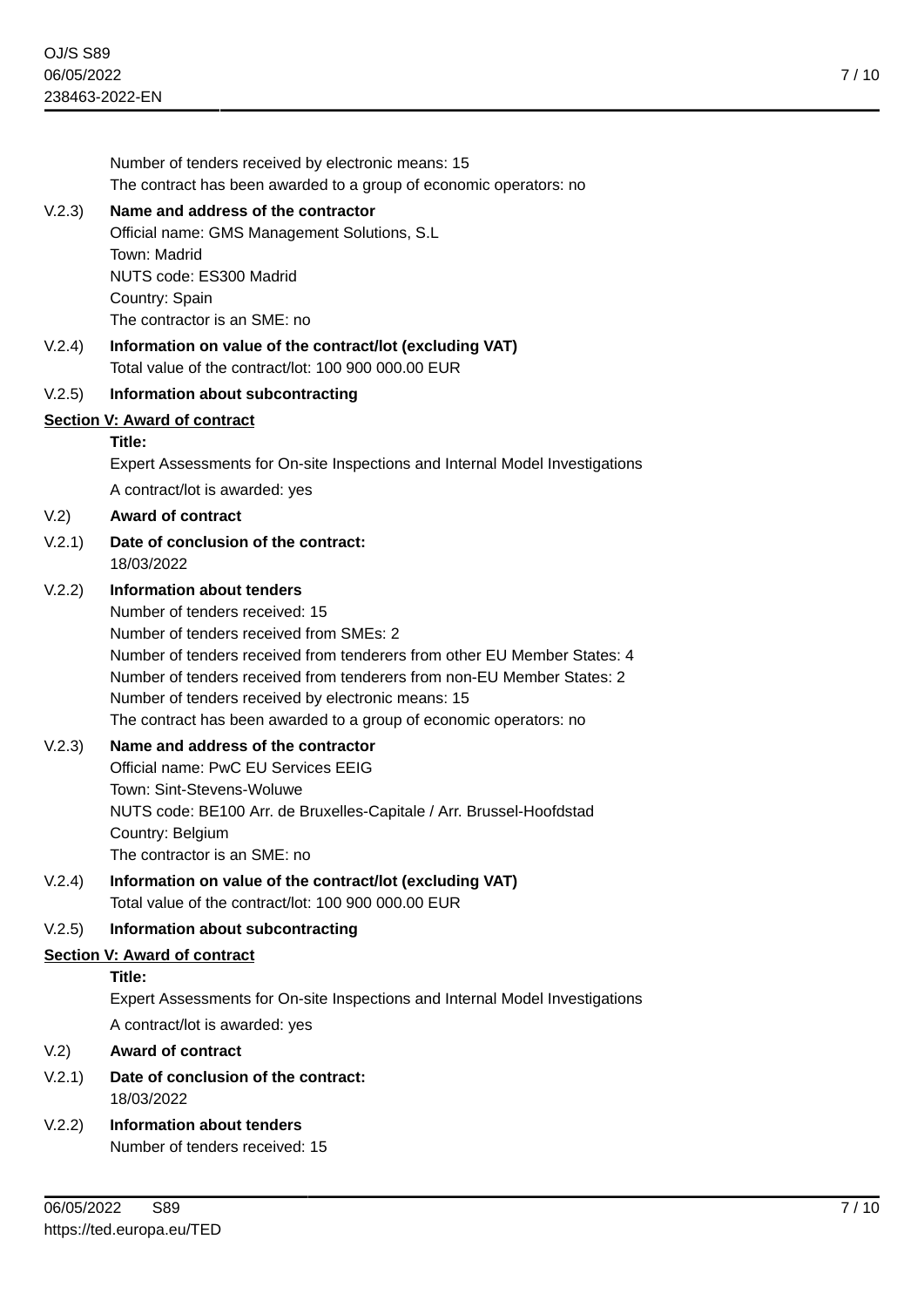Number of tenders received by electronic means: 15
The contract has been awarded to a group of economic operators: no

V.2.3) **Name and address of the contractor**
Official name: GMS Management Solutions, S.L
Town: Madrid
NUTS code: ES300 Madrid
Country: Spain
The contractor is an SME: no

V.2.4) **Information on value of the contract/lot (excluding VAT)**
Total value of the contract/lot: 100 900 000.00 EUR

V.2.5) **Information about subcontracting**

**Section V: Award of contract**

**Title:**
Expert Assessments for On-site Inspections and Internal Model Investigations

A contract/lot is awarded: yes

V.2) **Award of contract**

V.2.1) **Date of conclusion of the contract:**
18/03/2022

V.2.2) **Information about tenders**
Number of tenders received: 15
Number of tenders received from SMEs: 2
Number of tenders received from tenderers from other EU Member States: 4
Number of tenders received from tenderers from non-EU Member States: 2
Number of tenders received by electronic means: 15
The contract has been awarded to a group of economic operators: no

V.2.3) **Name and address of the contractor**
Official name: PwC EU Services EEIG
Town: Sint-Stevens-Woluwe
NUTS code: BE100 Arr. de Bruxelles-Capitale / Arr. Brussel-Hoofdstad
Country: Belgium
The contractor is an SME: no

V.2.4) **Information on value of the contract/lot (excluding VAT)**
Total value of the contract/lot: 100 900 000.00 EUR

V.2.5) **Information about subcontracting**

**Section V: Award of contract**

**Title:**
Expert Assessments for On-site Inspections and Internal Model Investigations

A contract/lot is awarded: yes

V.2) **Award of contract**

V.2.1) **Date of conclusion of the contract:**
18/03/2022

V.2.2) **Information about tenders**
Number of tenders received: 15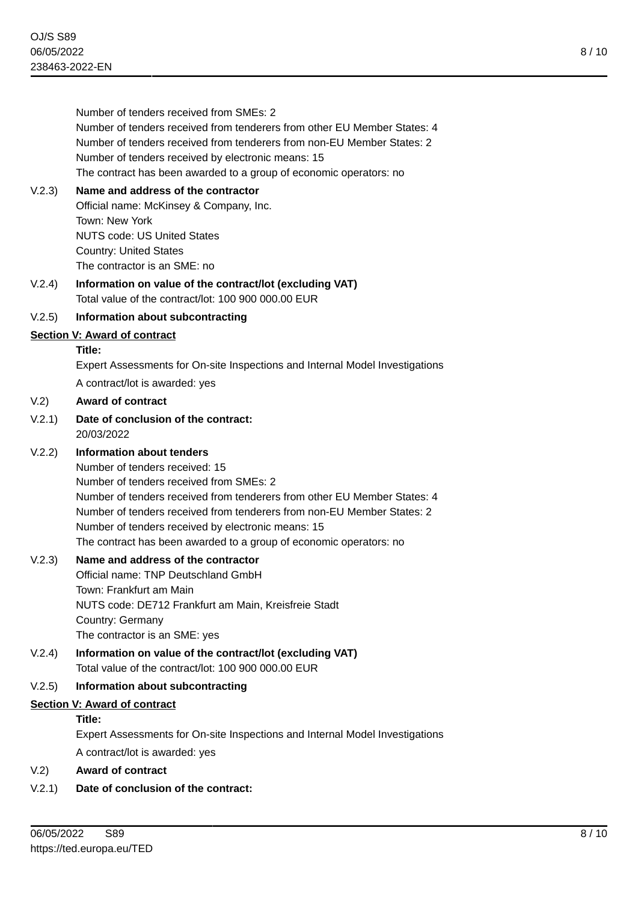Number of tenders received from SMEs: 2
Number of tenders received from tenderers from other EU Member States: 4
Number of tenders received from tenderers from non-EU Member States: 2
Number of tenders received by electronic means: 15
The contract has been awarded to a group of economic operators: no

V.2.3) **Name and address of the contractor**
Official name: McKinsey & Company, Inc.
Town: New York
NUTS code: US United States
Country: United States
The contractor is an SME: no

V.2.4) **Information on value of the contract/lot (excluding VAT)**
Total value of the contract/lot: 100 900 000.00 EUR

V.2.5) **Information about subcontracting**

**Section V: Award of contract**

**Title:**
Expert Assessments for On-site Inspections and Internal Model Investigations

A contract/lot is awarded: yes

V.2) **Award of contract**

V.2.1) **Date of conclusion of the contract:**
20/03/2022

V.2.2) **Information about tenders**
Number of tenders received: 15
Number of tenders received from SMEs: 2
Number of tenders received from tenderers from other EU Member States: 4
Number of tenders received from tenderers from non-EU Member States: 2
Number of tenders received by electronic means: 15
The contract has been awarded to a group of economic operators: no

V.2.3) **Name and address of the contractor**
Official name: TNP Deutschland GmbH
Town: Frankfurt am Main
NUTS code: DE712 Frankfurt am Main, Kreisfreie Stadt
Country: Germany
The contractor is an SME: yes

V.2.4) **Information on value of the contract/lot (excluding VAT)**
Total value of the contract/lot: 100 900 000.00 EUR

V.2.5) **Information about subcontracting**

**Section V: Award of contract**

**Title:**
Expert Assessments for On-site Inspections and Internal Model Investigations

A contract/lot is awarded: yes

V.2) **Award of contract**

V.2.1) **Date of conclusion of the contract:**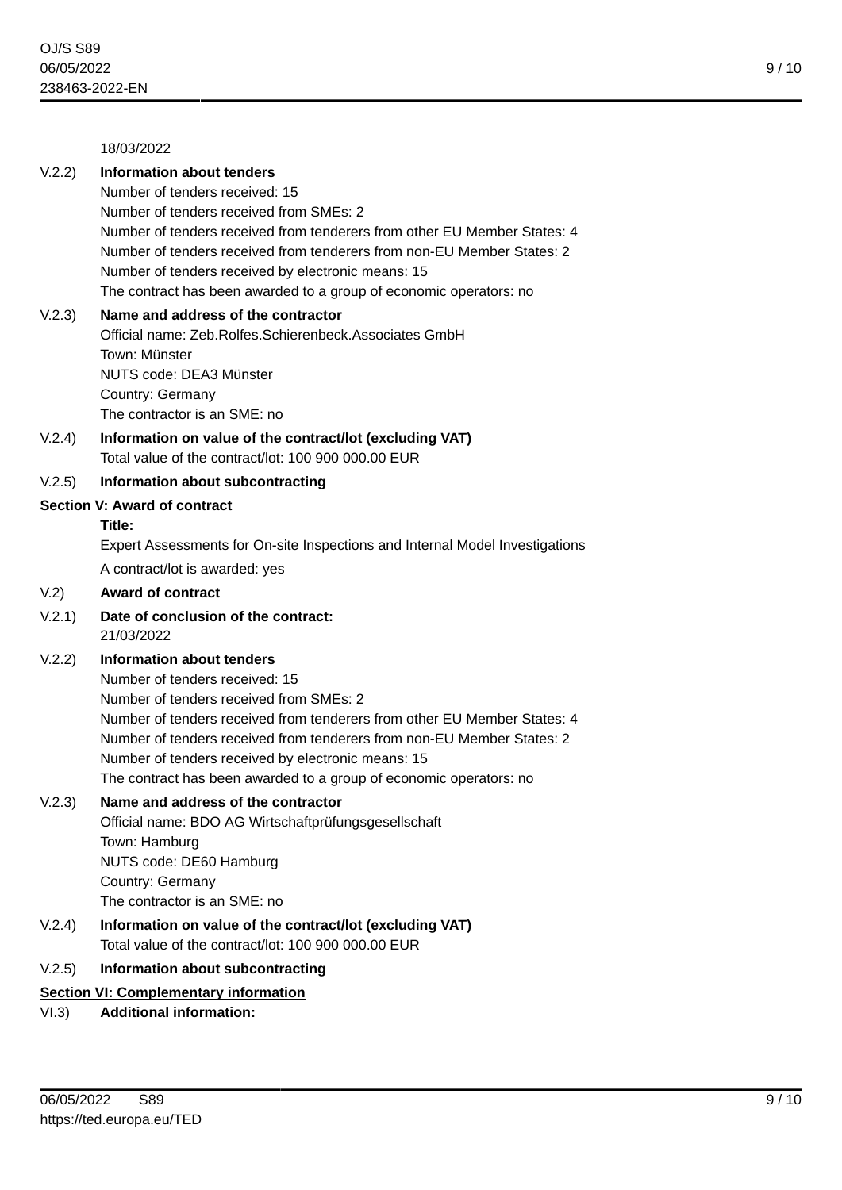18/03/2022

**V.2.2) Information about tenders**

Number of tenders received: 15
Number of tenders received from SMEs: 2
Number of tenders received from tenderers from other EU Member States: 4
Number of tenders received from tenderers from non-EU Member States: 2
Number of tenders received by electronic means: 15
The contract has been awarded to a group of economic operators: no

**V.2.3) Name and address of the contractor**

Official name: Zeb.Rolfes.Schierenbeck.Associates GmbH
Town: Münster
NUTS code: DEA3 Münster
Country: Germany
The contractor is an SME: no

**V.2.4) Information on value of the contract/lot (excluding VAT)**

Total value of the contract/lot: 100 900 000.00 EUR

**V.2.5) Information about subcontracting**

## Section V: Award of contract

**Title:**

Expert Assessments for On-site Inspections and Internal Model Investigations

A contract/lot is awarded: yes

**V.2) Award of contract**

**V.2.1) Date of conclusion of the contract:**

21/03/2022

**V.2.2) Information about tenders**

Number of tenders received: 15
Number of tenders received from SMEs: 2
Number of tenders received from tenderers from other EU Member States: 4
Number of tenders received from tenderers from non-EU Member States: 2
Number of tenders received by electronic means: 15
The contract has been awarded to a group of economic operators: no

**V.2.3) Name and address of the contractor**

Official name: BDO AG Wirtschaftprüfungsgesellschaft
Town: Hamburg
NUTS code: DE60 Hamburg
Country: Germany
The contractor is an SME: no

**V.2.4) Information on value of the contract/lot (excluding VAT)**

Total value of the contract/lot: 100 900 000.00 EUR

**V.2.5) Information about subcontracting**

## Section VI: Complementary information

**VI.3) Additional information:**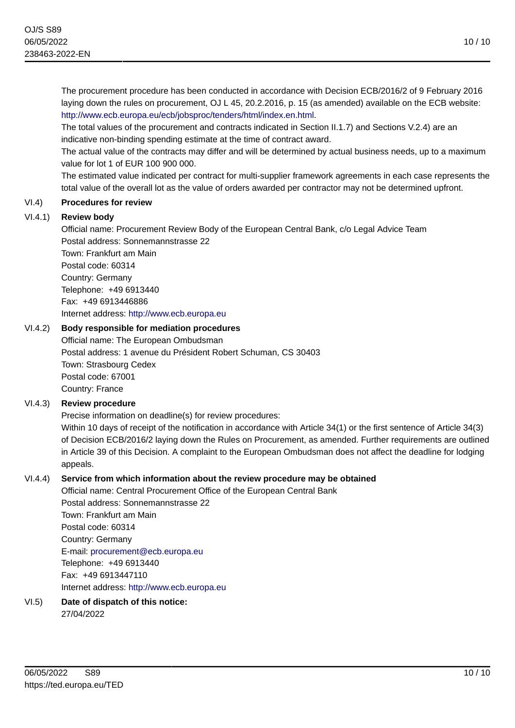The procurement procedure has been conducted in accordance with Decision ECB/2016/2 of 9 February 2016 laying down the rules on procurement, OJ L 45, 20.2.2016, p. 15 (as amended) available on the ECB website: http://www.ecb.europa.eu/ecb/jobsproc/tenders/html/index.en.html.

The total values of the procurement and contracts indicated in Section II.1.7) and Sections V.2.4) are an indicative non-binding spending estimate at the time of contract award.

The actual value of the contracts may differ and will be determined by actual business needs, up to a maximum value for lot 1 of EUR 100 900 000.

The estimated value indicated per contract for multi-supplier framework agreements in each case represents the total value of the overall lot as the value of orders awarded per contractor may not be determined upfront.

**VI.4) Procedures for review**

**VI.4.1) Review body**

Official name: Procurement Review Body of the European Central Bank, c/o Legal Advice Team
Postal address: Sonnemannstrasse 22
Town: Frankfurt am Main
Postal code: 60314
Country: Germany
Telephone: +49 6913440
Fax: +49 6913446886
Internet address: http://www.ecb.europa.eu

**VI.4.2) Body responsible for mediation procedures**

Official name: The European Ombudsman
Postal address: 1 avenue du Président Robert Schuman, CS 30403
Town: Strasbourg Cedex
Postal code: 67001
Country: France

**VI.4.3) Review procedure**

Precise information on deadline(s) for review procedures:

Within 10 days of receipt of the notification in accordance with Article 34(1) or the first sentence of Article 34(3) of Decision ECB/2016/2 laying down the Rules on Procurement, as amended. Further requirements are outlined in Article 39 of this Decision. A complaint to the European Ombudsman does not affect the deadline for lodging appeals.

**VI.4.4) Service from which information about the review procedure may be obtained**

Official name: Central Procurement Office of the European Central Bank
Postal address: Sonnemannstrasse 22
Town: Frankfurt am Main
Postal code: 60314
Country: Germany
E-mail: procurement@ecb.europa.eu
Telephone: +49 6913440
Fax: +49 6913447110
Internet address: http://www.ecb.europa.eu

**VI.5) Date of dispatch of this notice:**

27/04/2022